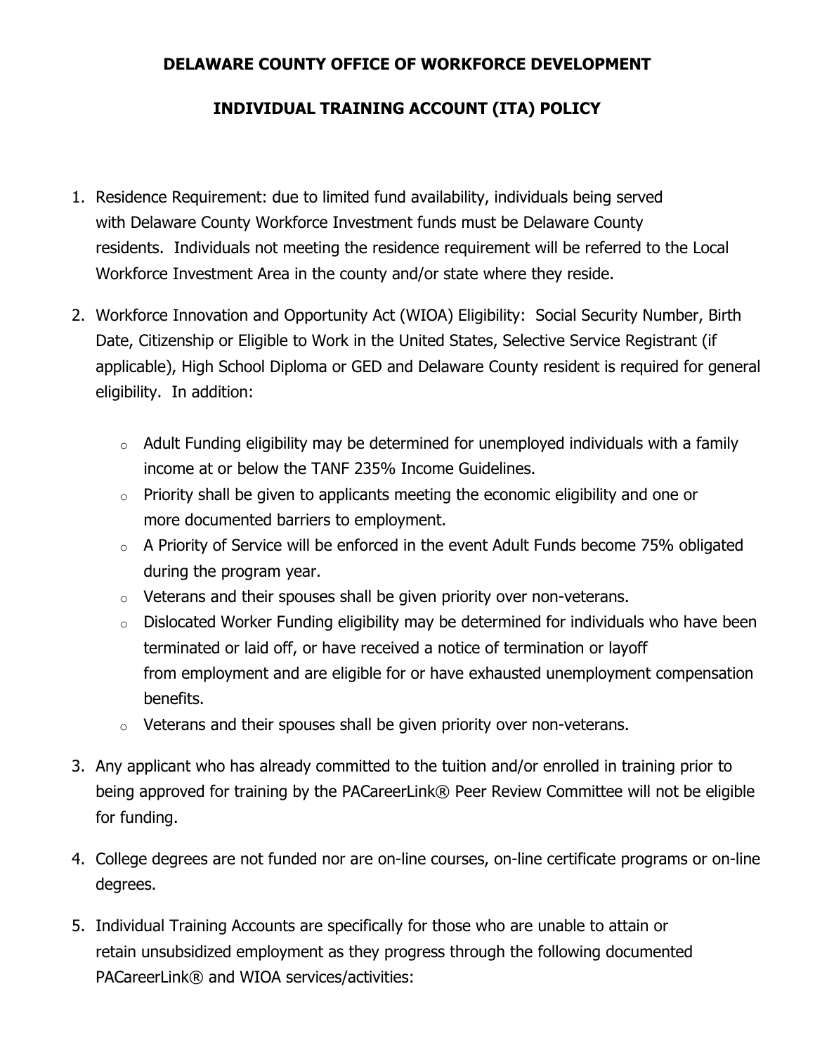# DELAWARE COUNTY OFFICE OF WORKFORCE DEVELOPMENT

## INDIVIDUAL TRAINING ACCOUNT (ITA) POLICY

1. Residence Requirement: due to limited fund availability, individuals being served with Delaware County Workforce Investment funds must be Delaware County residents. Individuals not meeting the residence requirement will be referred to the Local Workforce Investment Area in the county and/or state where they reside.

2. Workforce Innovation and Opportunity Act (WIOA) Eligibility: Social Security Number, Birth Date, Citizenship or Eligible to Work in the United States, Selective Service Registrant (if applicable), High School Diploma or GED and Delaware County resident is required for general eligibility. In addition:

   - Adult Funding eligibility may be determined for unemployed individuals with a family income at or below the TANF 235% Income Guidelines.
   - Priority shall be given to applicants meeting the economic eligibility and one or more documented barriers to employment.
   - A Priority of Service will be enforced in the event Adult Funds become 75% obligated during the program year.
   - Veterans and their spouses shall be given priority over non-veterans.
   - Dislocated Worker Funding eligibility may be determined for individuals who have been terminated or laid off, or have received a notice of termination or layoff from employment and are eligible for or have exhausted unemployment compensation benefits.
   - Veterans and their spouses shall be given priority over non-veterans.

3. Any applicant who has already committed to the tuition and/or enrolled in training prior to being approved for training by the PACareerLink® Peer Review Committee will not be eligible for funding.

4. College degrees are not funded nor are on-line courses, on-line certificate programs or on-line degrees.

5. Individual Training Accounts are specifically for those who are unable to attain or retain unsubsidized employment as they progress through the following documented PACareerLink® and WIOA services/activities: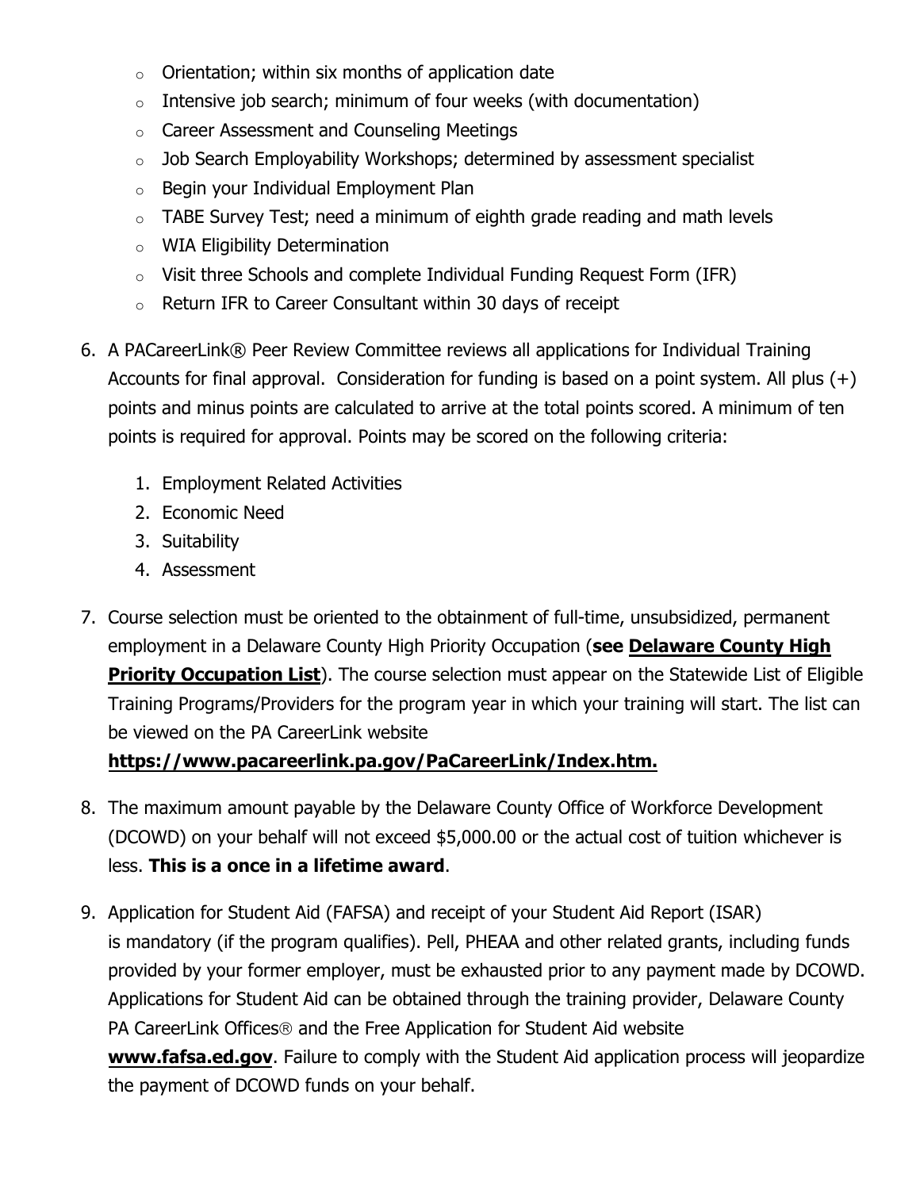- Orientation; within six months of application date
- Intensive job search; minimum of four weeks (with documentation)
- Career Assessment and Counseling Meetings
- Job Search Employability Workshops; determined by assessment specialist
- Begin your Individual Employment Plan
- TABE Survey Test; need a minimum of eighth grade reading and math levels
- WIA Eligibility Determination
- Visit three Schools and complete Individual Funding Request Form (IFR)
- Return IFR to Career Consultant within 30 days of receipt

6. A PACareerLink® Peer Review Committee reviews all applications for Individual Training Accounts for final approval. Consideration for funding is based on a point system. All plus (+) points and minus points are calculated to arrive at the total points scored. A minimum of ten points is required for approval. Points may be scored on the following criteria:

    1. Employment Related Activities
    2. Economic Need
    3. Suitability
    4. Assessment

7. Course selection must be oriented to the obtainment of full-time, unsubsidized, permanent employment in a Delaware County High Priority Occupation (**see <u>Delaware County High Priority Occupation List</u>**). The course selection must appear on the Statewide List of Eligible Training Programs/Providers for the program year in which your training will start. The list can be viewed on the PA CareerLink website **<u>https://www.pacareerlink.pa.gov/PaCareerLink/Index.htm.</u>**

8. The maximum amount payable by the Delaware County Office of Workforce Development (DCOWD) on your behalf will not exceed $5,000.00 or the actual cost of tuition whichever is less. **This is a once in a lifetime award**.

9. Application for Student Aid (FAFSA) and receipt of your Student Aid Report (ISAR) is mandatory (if the program qualifies). Pell, PHEAA and other related grants, including funds provided by your former employer, must be exhausted prior to any payment made by DCOWD. Applications for Student Aid can be obtained through the training provider, Delaware County PA CareerLink Offices® and the Free Application for Student Aid website **<u>www.fafsa.ed.gov</u>**. Failure to comply with the Student Aid application process will jeopardize the payment of DCOWD funds on your behalf.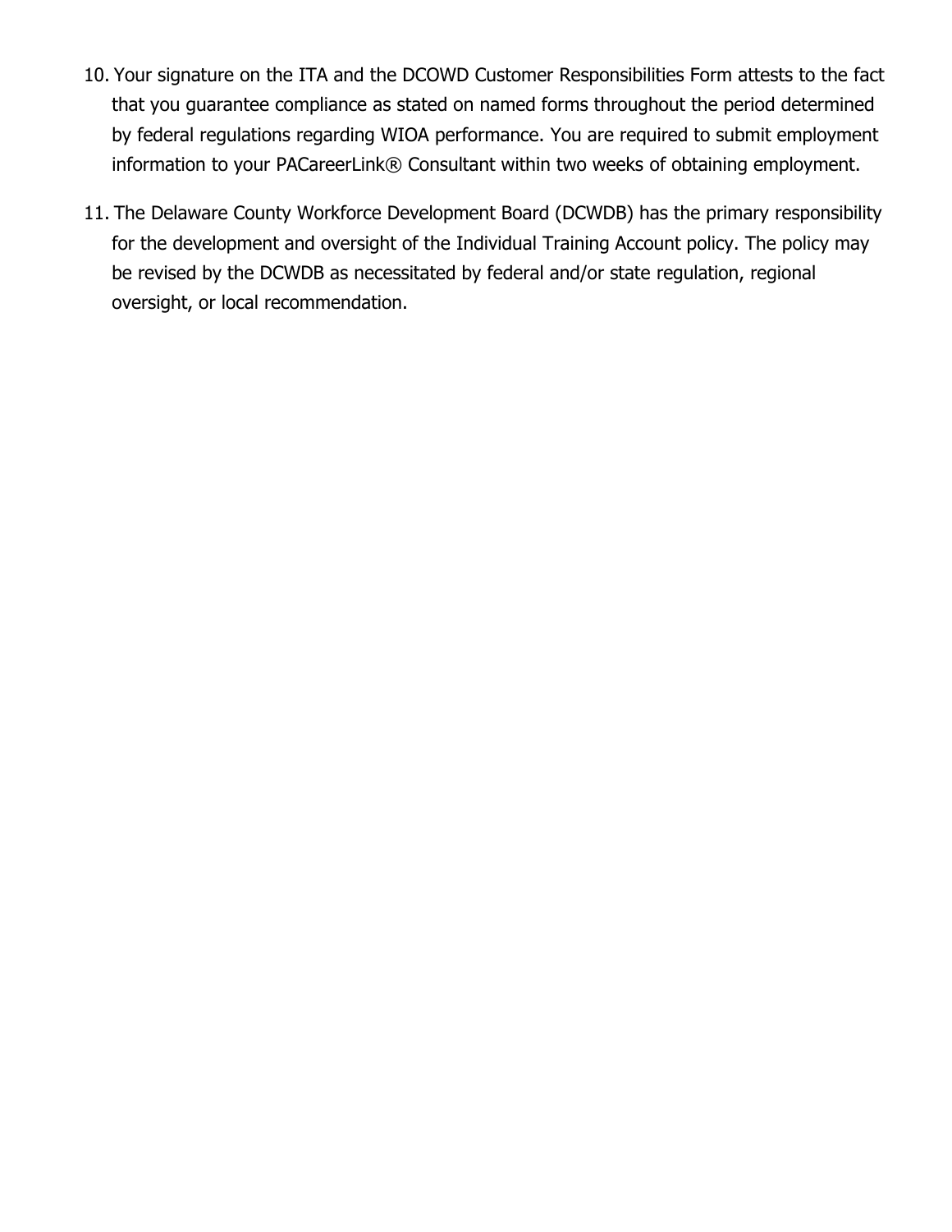10. Your signature on the ITA and the DCOWD Customer Responsibilities Form attests to the fact that you guarantee compliance as stated on named forms throughout the period determined by federal regulations regarding WIOA performance. You are required to submit employment information to your PACareerLink® Consultant within two weeks of obtaining employment.

11. The Delaware County Workforce Development Board (DCWDB) has the primary responsibility for the development and oversight of the Individual Training Account policy. The policy may be revised by the DCWDB as necessitated by federal and/or state regulation, regional oversight, or local recommendation.